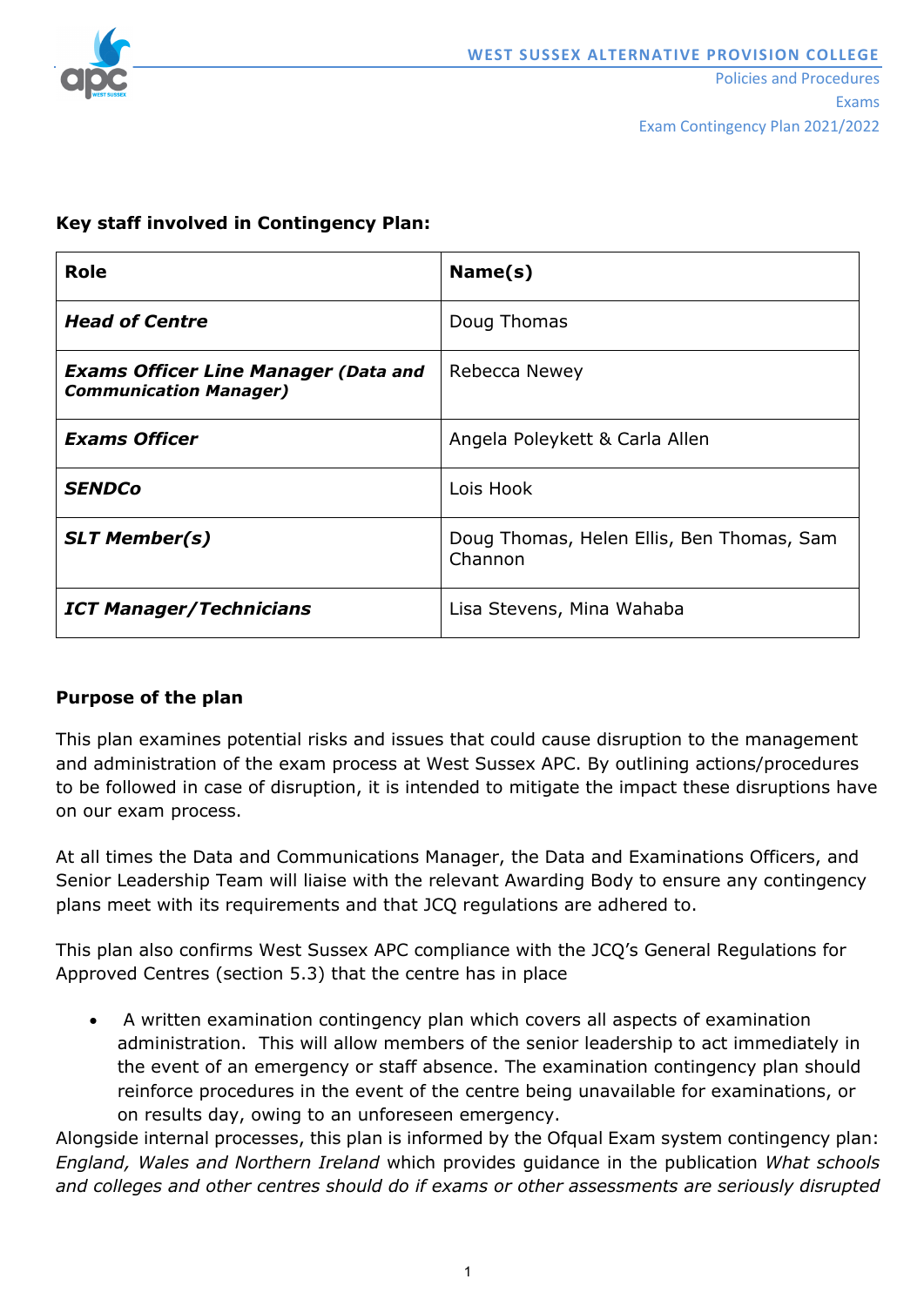**Key staff involved in Contingency Plan:**

| Role | Name(s) |
| --- | --- |
| ***Head of Centre*** | Doug Thomas |
| ***Exams Officer Line Manager (Data and Communication Manager)*** | Rebecca Newey |
| ***Exams Officer*** | Angela Poleykett & Carla Allen |
| ***SENDCo*** | Lois Hook |
| ***SLT Member(s)*** | Doug Thomas, Helen Ellis, Ben Thomas, Sam Channon |
| ***ICT Manager/Technicians*** | Lisa Stevens, Mina Wahaba |

**Purpose of the plan**

This plan examines potential risks and issues that could cause disruption to the management and administration of the exam process at West Sussex APC. By outlining actions/procedures to be followed in case of disruption, it is intended to mitigate the impact these disruptions have on our exam process.

At all times the Data and Communications Manager, the Data and Examinations Officers, and Senior Leadership Team will liaise with the relevant Awarding Body to ensure any contingency plans meet with its requirements and that JCQ regulations are adhered to.

This plan also confirms West Sussex APC compliance with the JCQ's General Regulations for Approved Centres (section 5.3) that the centre has in place

- A written examination contingency plan which covers all aspects of examination administration. This will allow members of the senior leadership to act immediately in the event of an emergency or staff absence. The examination contingency plan should reinforce procedures in the event of the centre being unavailable for examinations, or on results day, owing to an unforeseen emergency.

Alongside internal processes, this plan is informed by the Ofqual Exam system contingency plan: *England, Wales and Northern Ireland* which provides guidance in the publication *What schools and colleges and other centres should do if exams or other assessments are seriously disrupted*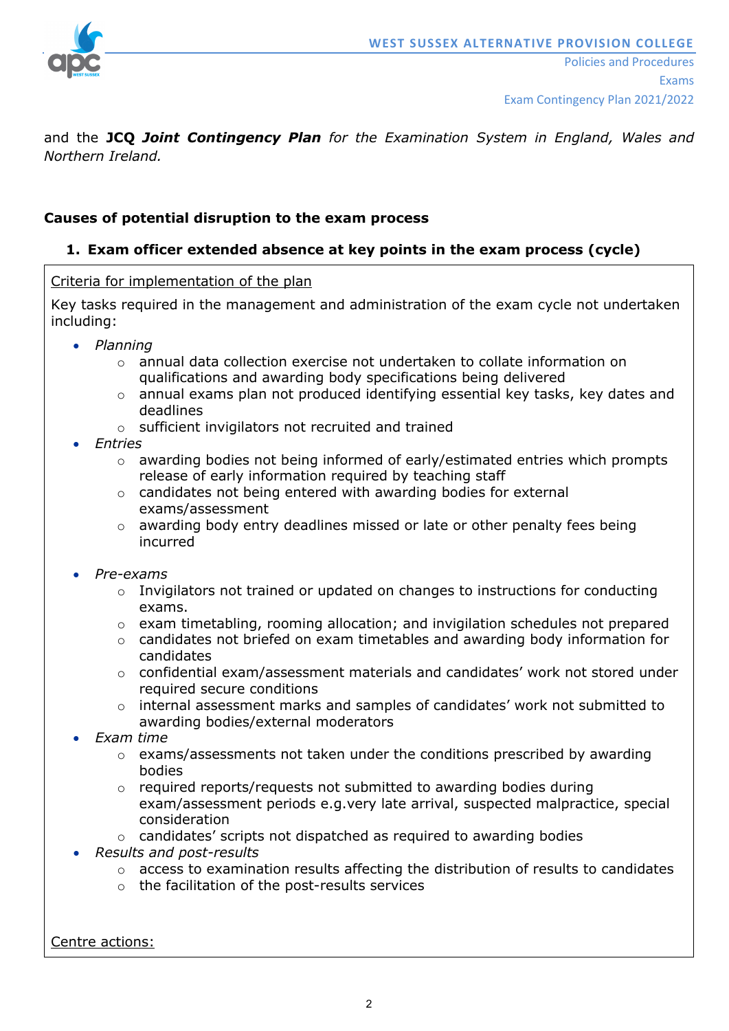and the **JCQ *Joint Contingency Plan*** *for the Examination System in England, Wales and Northern Ireland.*

## Causes of potential disruption to the exam process

### 1. Exam officer extended absence at key points in the exam process (cycle)

Criteria for implementation of the plan

Key tasks required in the management and administration of the exam cycle not undertaken including:

- *Planning*
  - annual data collection exercise not undertaken to collate information on qualifications and awarding body specifications being delivered
  - annual exams plan not produced identifying essential key tasks, key dates and deadlines
  - sufficient invigilators not recruited and trained
- *Entries*
  - awarding bodies not being informed of early/estimated entries which prompts release of early information required by teaching staff
  - candidates not being entered with awarding bodies for external exams/assessment
  - awarding body entry deadlines missed or late or other penalty fees being incurred
- *Pre-exams*
  - Invigilators not trained or updated on changes to instructions for conducting exams.
  - exam timetabling, rooming allocation; and invigilation schedules not prepared
  - candidates not briefed on exam timetables and awarding body information for candidates
  - confidential exam/assessment materials and candidates' work not stored under required secure conditions
  - internal assessment marks and samples of candidates' work not submitted to awarding bodies/external moderators
- *Exam time*
  - exams/assessments not taken under the conditions prescribed by awarding bodies
  - required reports/requests not submitted to awarding bodies during exam/assessment periods e.g.very late arrival, suspected malpractice, special consideration
  - candidates' scripts not dispatched as required to awarding bodies
- *Results and post-results*
  - access to examination results affecting the distribution of results to candidates
  - the facilitation of the post-results services

Centre actions: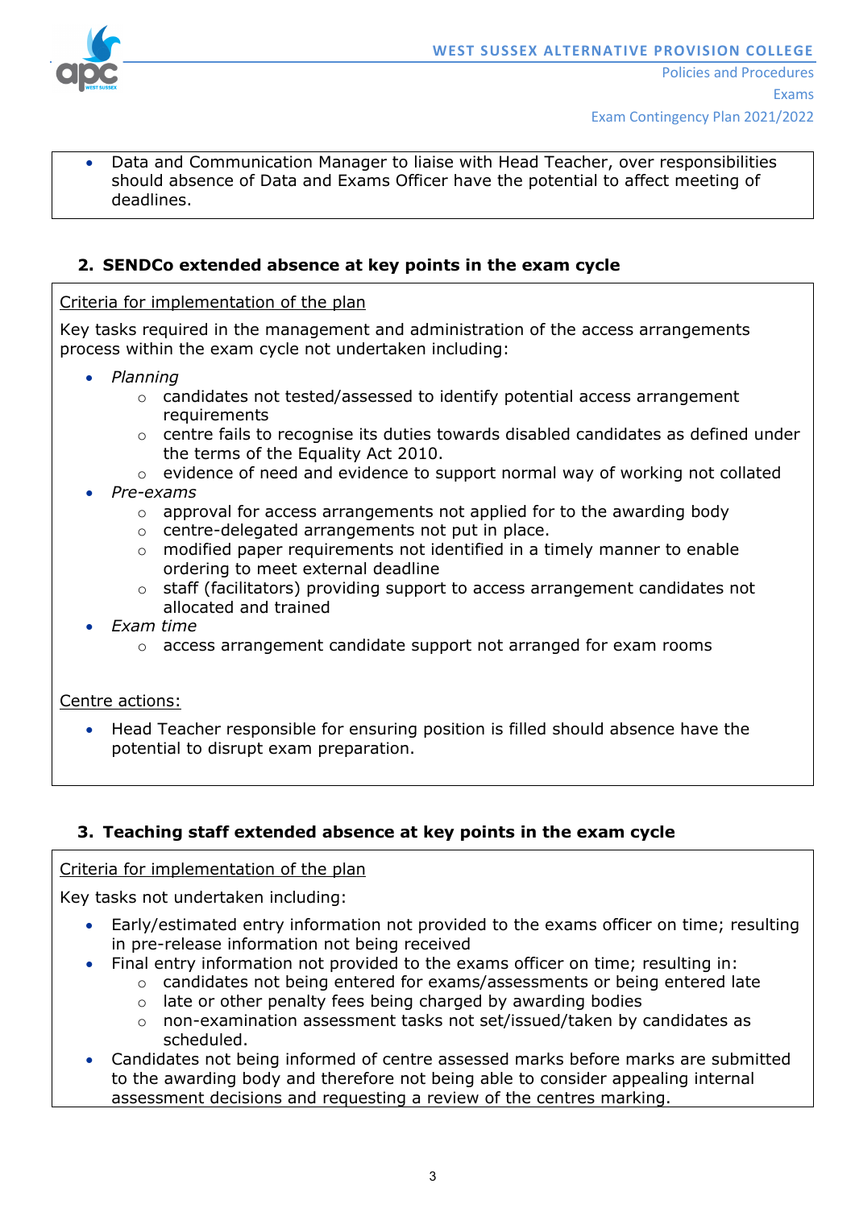- Data and Communication Manager to liaise with Head Teacher, over responsibilities should absence of Data and Exams Officer have the potential to affect meeting of deadlines.

## 2. SENDCo extended absence at key points in the exam cycle

Criteria for implementation of the plan

Key tasks required in the management and administration of the access arrangements process within the exam cycle not undertaken including:

- *Planning*
  - candidates not tested/assessed to identify potential access arrangement requirements
  - centre fails to recognise its duties towards disabled candidates as defined under the terms of the Equality Act 2010.
  - evidence of need and evidence to support normal way of working not collated
- *Pre-exams*
  - approval for access arrangements not applied for to the awarding body
  - centre-delegated arrangements not put in place.
  - modified paper requirements not identified in a timely manner to enable ordering to meet external deadline
  - staff (facilitators) providing support to access arrangement candidates not allocated and trained
- *Exam time*
  - access arrangement candidate support not arranged for exam rooms

Centre actions:

- Head Teacher responsible for ensuring position is filled should absence have the potential to disrupt exam preparation.

## 3. Teaching staff extended absence at key points in the exam cycle

Criteria for implementation of the plan

Key tasks not undertaken including:

- Early/estimated entry information not provided to the exams officer on time; resulting in pre-release information not being received
- Final entry information not provided to the exams officer on time; resulting in:
  - candidates not being entered for exams/assessments or being entered late
  - late or other penalty fees being charged by awarding bodies
  - non-examination assessment tasks not set/issued/taken by candidates as scheduled.
- Candidates not being informed of centre assessed marks before marks are submitted to the awarding body and therefore not being able to consider appealing internal assessment decisions and requesting a review of the centres marking.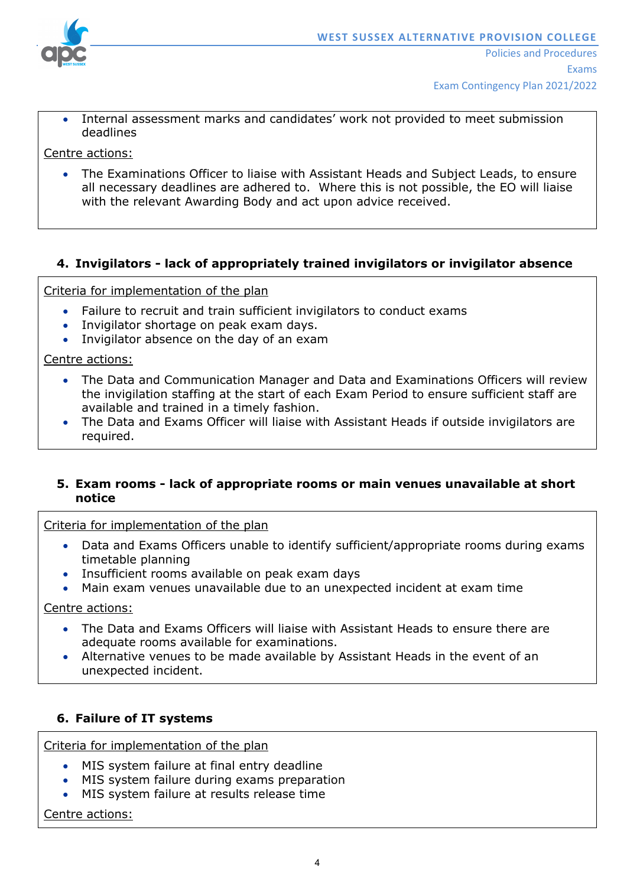- Internal assessment marks and candidates' work not provided to meet submission deadlines

Centre actions:

- The Examinations Officer to liaise with Assistant Heads and Subject Leads, to ensure all necessary deadlines are adhered to. Where this is not possible, the EO will liaise with the relevant Awarding Body and act upon advice received.

### 4. Invigilators - lack of appropriately trained invigilators or invigilator absence

Criteria for implementation of the plan

- Failure to recruit and train sufficient invigilators to conduct exams
- Invigilator shortage on peak exam days.
- Invigilator absence on the day of an exam

Centre actions:

- The Data and Communication Manager and Data and Examinations Officers will review the invigilation staffing at the start of each Exam Period to ensure sufficient staff are available and trained in a timely fashion.
- The Data and Exams Officer will liaise with Assistant Heads if outside invigilators are required.

### 5. Exam rooms - lack of appropriate rooms or main venues unavailable at short notice

Criteria for implementation of the plan

- Data and Exams Officers unable to identify sufficient/appropriate rooms during exams timetable planning
- Insufficient rooms available on peak exam days
- Main exam venues unavailable due to an unexpected incident at exam time

Centre actions:

- The Data and Exams Officers will liaise with Assistant Heads to ensure there are adequate rooms available for examinations.
- Alternative venues to be made available by Assistant Heads in the event of an unexpected incident.

### 6. Failure of IT systems

Criteria for implementation of the plan

- MIS system failure at final entry deadline
- MIS system failure during exams preparation
- MIS system failure at results release time

Centre actions: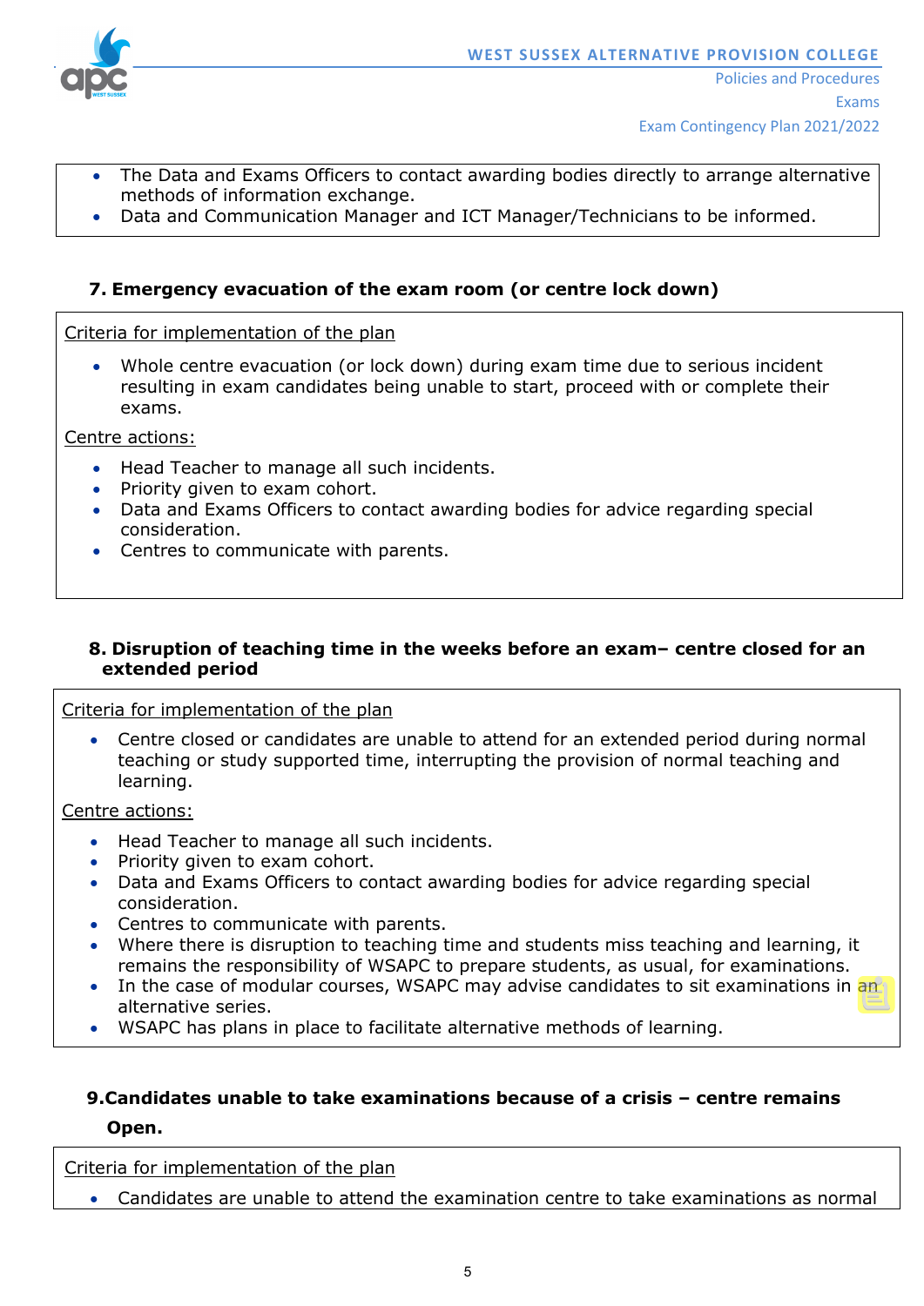- The Data and Exams Officers to contact awarding bodies directly to arrange alternative methods of information exchange.
- Data and Communication Manager and ICT Manager/Technicians to be informed.

### 7. Emergency evacuation of the exam room (or centre lock down)

Criteria for implementation of the plan

- Whole centre evacuation (or lock down) during exam time due to serious incident resulting in exam candidates being unable to start, proceed with or complete their exams.

Centre actions:

- Head Teacher to manage all such incidents.
- Priority given to exam cohort.
- Data and Exams Officers to contact awarding bodies for advice regarding special consideration.
- Centres to communicate with parents.

### 8. Disruption of teaching time in the weeks before an exam– centre closed for an extended period

Criteria for implementation of the plan

- Centre closed or candidates are unable to attend for an extended period during normal teaching or study supported time, interrupting the provision of normal teaching and learning.

Centre actions:

- Head Teacher to manage all such incidents.
- Priority given to exam cohort.
- Data and Exams Officers to contact awarding bodies for advice regarding special consideration.
- Centres to communicate with parents.
- Where there is disruption to teaching time and students miss teaching and learning, it remains the responsibility of WSAPC to prepare students, as usual, for examinations.
- In the case of modular courses, WSAPC may advise candidates to sit examinations in an alternative series.
- WSAPC has plans in place to facilitate alternative methods of learning.

### 9.Candidates unable to take examinations because of a crisis – centre remains Open.

Criteria for implementation of the plan

- Candidates are unable to attend the examination centre to take examinations as normal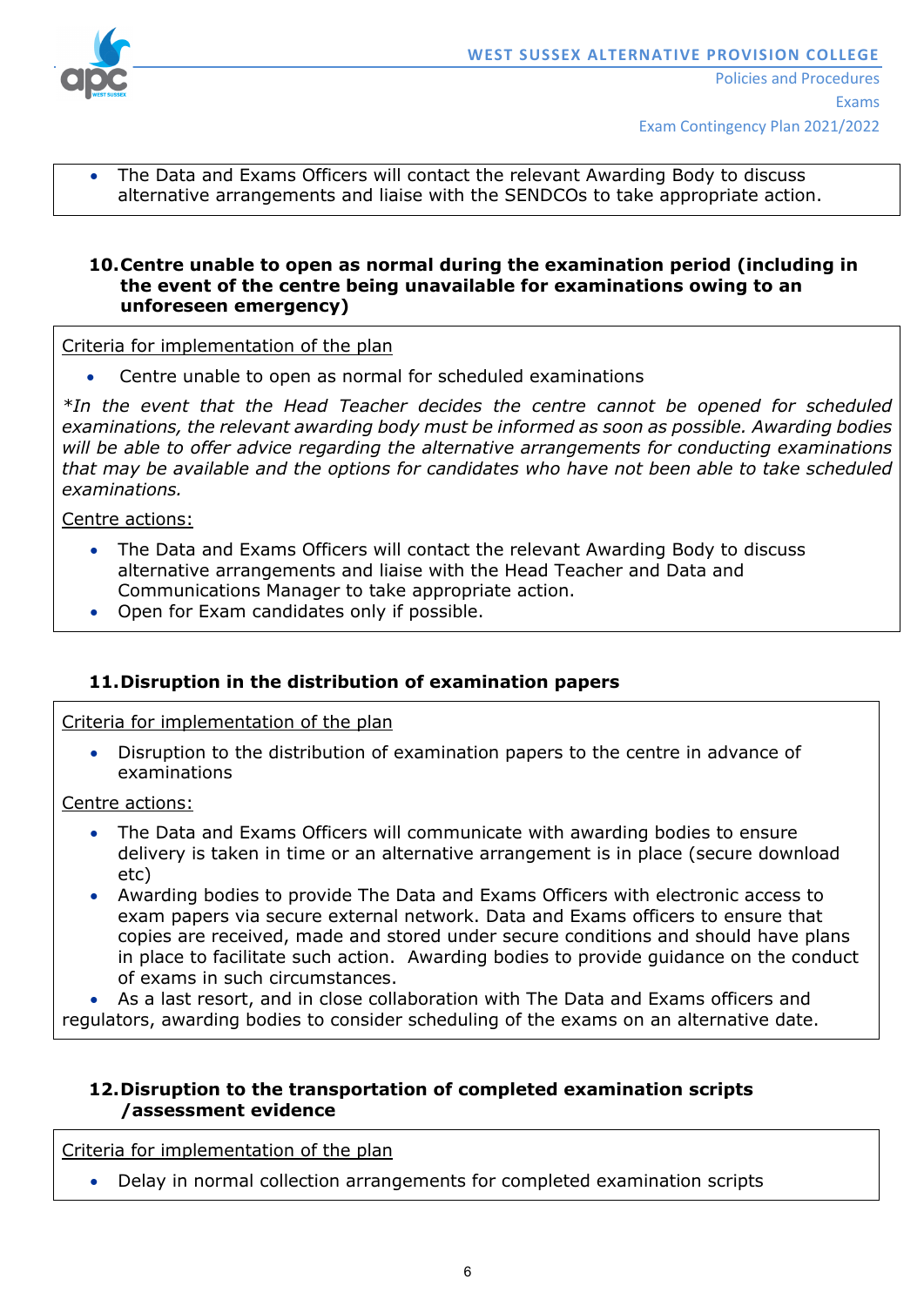- The Data and Exams Officers will contact the relevant Awarding Body to discuss alternative arrangements and liaise with the SENDCOs to take appropriate action.

### 10. Centre unable to open as normal during the examination period (including in the event of the centre being unavailable for examinations owing to an unforeseen emergency)

Criteria for implementation of the plan

- Centre unable to open as normal for scheduled examinations

*\*In the event that the Head Teacher decides the centre cannot be opened for scheduled examinations, the relevant awarding body must be informed as soon as possible. Awarding bodies will be able to offer advice regarding the alternative arrangements for conducting examinations that may be available and the options for candidates who have not been able to take scheduled examinations.*

Centre actions:

- The Data and Exams Officers will contact the relevant Awarding Body to discuss alternative arrangements and liaise with the Head Teacher and Data and Communications Manager to take appropriate action.
- Open for Exam candidates only if possible.

### 11. Disruption in the distribution of examination papers

Criteria for implementation of the plan

- Disruption to the distribution of examination papers to the centre in advance of examinations

Centre actions:

- The Data and Exams Officers will communicate with awarding bodies to ensure delivery is taken in time or an alternative arrangement is in place (secure download etc)
- Awarding bodies to provide The Data and Exams Officers with electronic access to exam papers via secure external network. Data and Exams officers to ensure that copies are received, made and stored under secure conditions and should have plans in place to facilitate such action. Awarding bodies to provide guidance on the conduct of exams in such circumstances.
- As a last resort, and in close collaboration with The Data and Exams officers and regulators, awarding bodies to consider scheduling of the exams on an alternative date.

### 12. Disruption to the transportation of completed examination scripts /assessment evidence

Criteria for implementation of the plan

- Delay in normal collection arrangements for completed examination scripts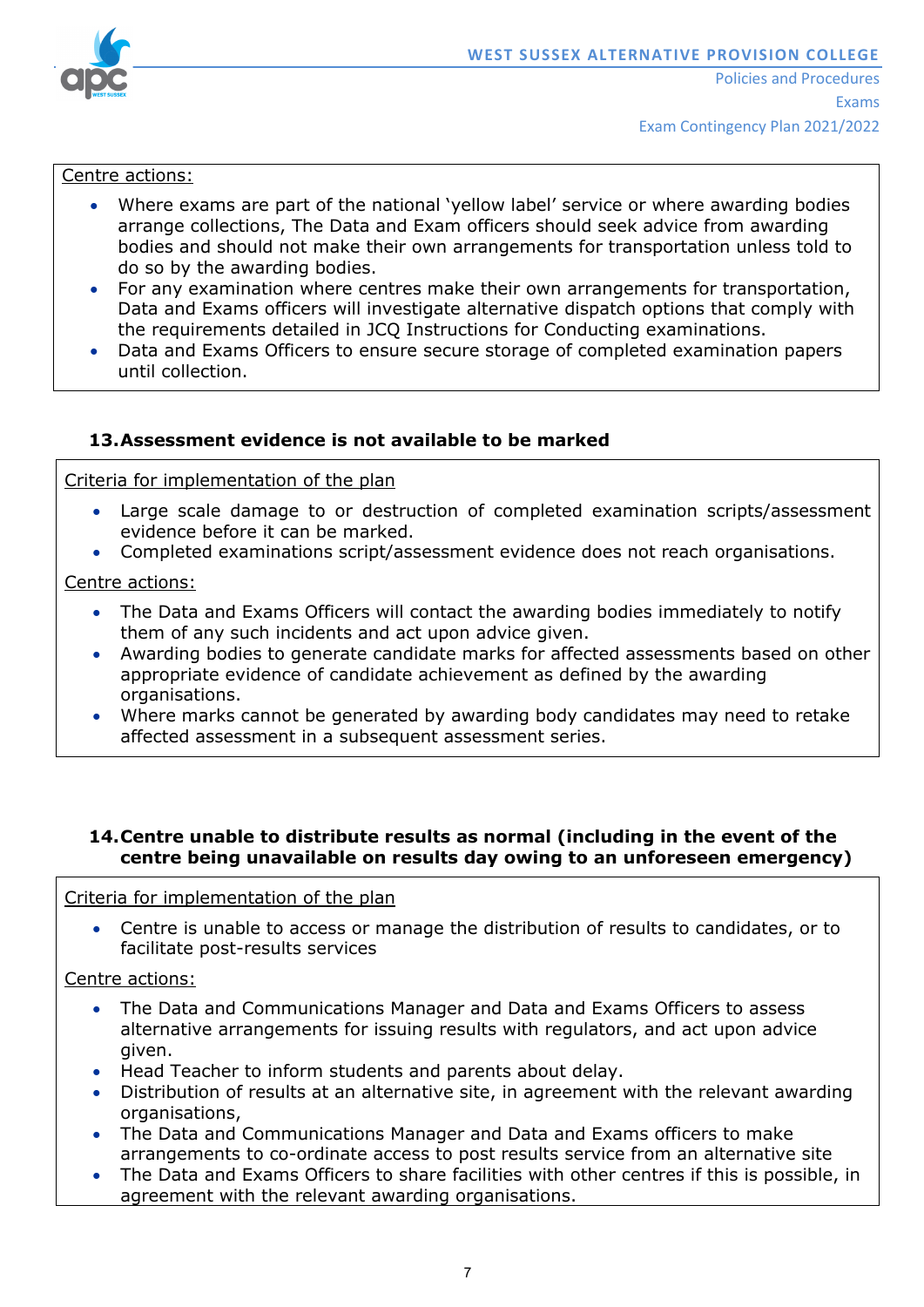Centre actions:

- Where exams are part of the national 'yellow label' service or where awarding bodies arrange collections, The Data and Exam officers should seek advice from awarding bodies and should not make their own arrangements for transportation unless told to do so by the awarding bodies.
- For any examination where centres make their own arrangements for transportation, Data and Exams officers will investigate alternative dispatch options that comply with the requirements detailed in JCQ Instructions for Conducting examinations.
- Data and Exams Officers to ensure secure storage of completed examination papers until collection.

### 13. Assessment evidence is not available to be marked

Criteria for implementation of the plan

- Large scale damage to or destruction of completed examination scripts/assessment evidence before it can be marked.
- Completed examinations script/assessment evidence does not reach organisations.

Centre actions:

- The Data and Exams Officers will contact the awarding bodies immediately to notify them of any such incidents and act upon advice given.
- Awarding bodies to generate candidate marks for affected assessments based on other appropriate evidence of candidate achievement as defined by the awarding organisations.
- Where marks cannot be generated by awarding body candidates may need to retake affected assessment in a subsequent assessment series.

### 14. Centre unable to distribute results as normal (including in the event of the centre being unavailable on results day owing to an unforeseen emergency)

Criteria for implementation of the plan

- Centre is unable to access or manage the distribution of results to candidates, or to facilitate post-results services

Centre actions:

- The Data and Communications Manager and Data and Exams Officers to assess alternative arrangements for issuing results with regulators, and act upon advice given.
- Head Teacher to inform students and parents about delay.
- Distribution of results at an alternative site, in agreement with the relevant awarding organisations,
- The Data and Communications Manager and Data and Exams officers to make arrangements to co-ordinate access to post results service from an alternative site
- The Data and Exams Officers to share facilities with other centres if this is possible, in agreement with the relevant awarding organisations.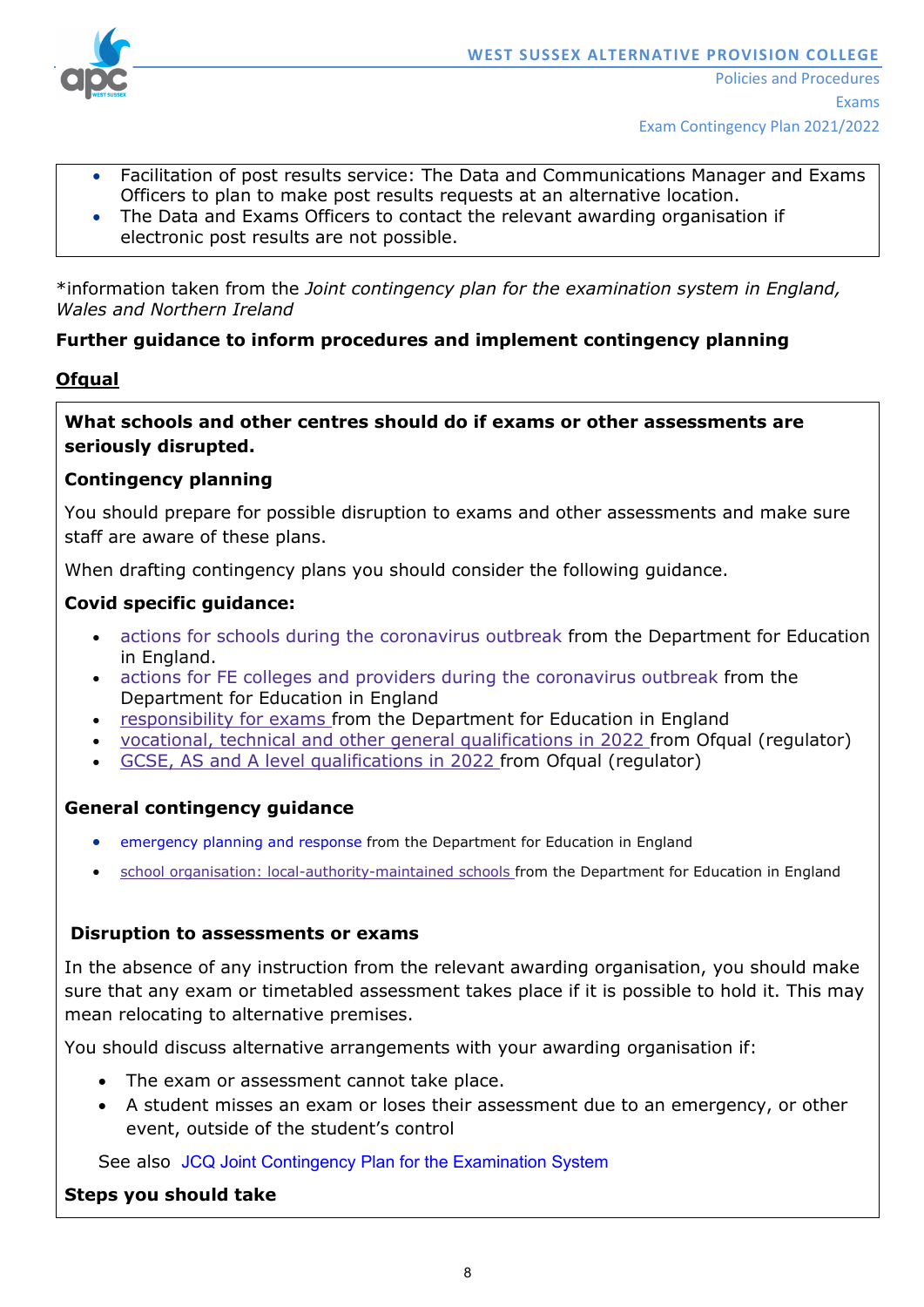- Facilitation of post results service: The Data and Communications Manager and Exams Officers to plan to make post results requests at an alternative location.
- The Data and Exams Officers to contact the relevant awarding organisation if electronic post results are not possible.

*information taken from the *Joint contingency plan for the examination system in England, Wales and Northern Ireland*

**Further guidance to inform procedures and implement contingency planning**

**Ofqual**

**What schools and other centres should do if exams or other assessments are seriously disrupted.**

**Contingency planning**

You should prepare for possible disruption to exams and other assessments and make sure staff are aware of these plans.

When drafting contingency plans you should consider the following guidance.

**Covid specific guidance:**

- actions for schools during the coronavirus outbreak from the Department for Education in England.
- actions for FE colleges and providers during the coronavirus outbreak from the Department for Education in England
- responsibility for exams from the Department for Education in England
- vocational, technical and other general qualifications in 2022 from Ofqual (regulator)
- GCSE, AS and A level qualifications in 2022 from Ofqual (regulator)

**General contingency guidance**

- emergency planning and response from the Department for Education in England
- school organisation: local-authority-maintained schools from the Department for Education in England

**Disruption to assessments or exams**

In the absence of any instruction from the relevant awarding organisation, you should make sure that any exam or timetabled assessment takes place if it is possible to hold it. This may mean relocating to alternative premises.

You should discuss alternative arrangements with your awarding organisation if:

- The exam or assessment cannot take place.
- A student misses an exam or loses their assessment due to an emergency, or other event, outside of the student's control

See also JCQ Joint Contingency Plan for the Examination System

**Steps you should take**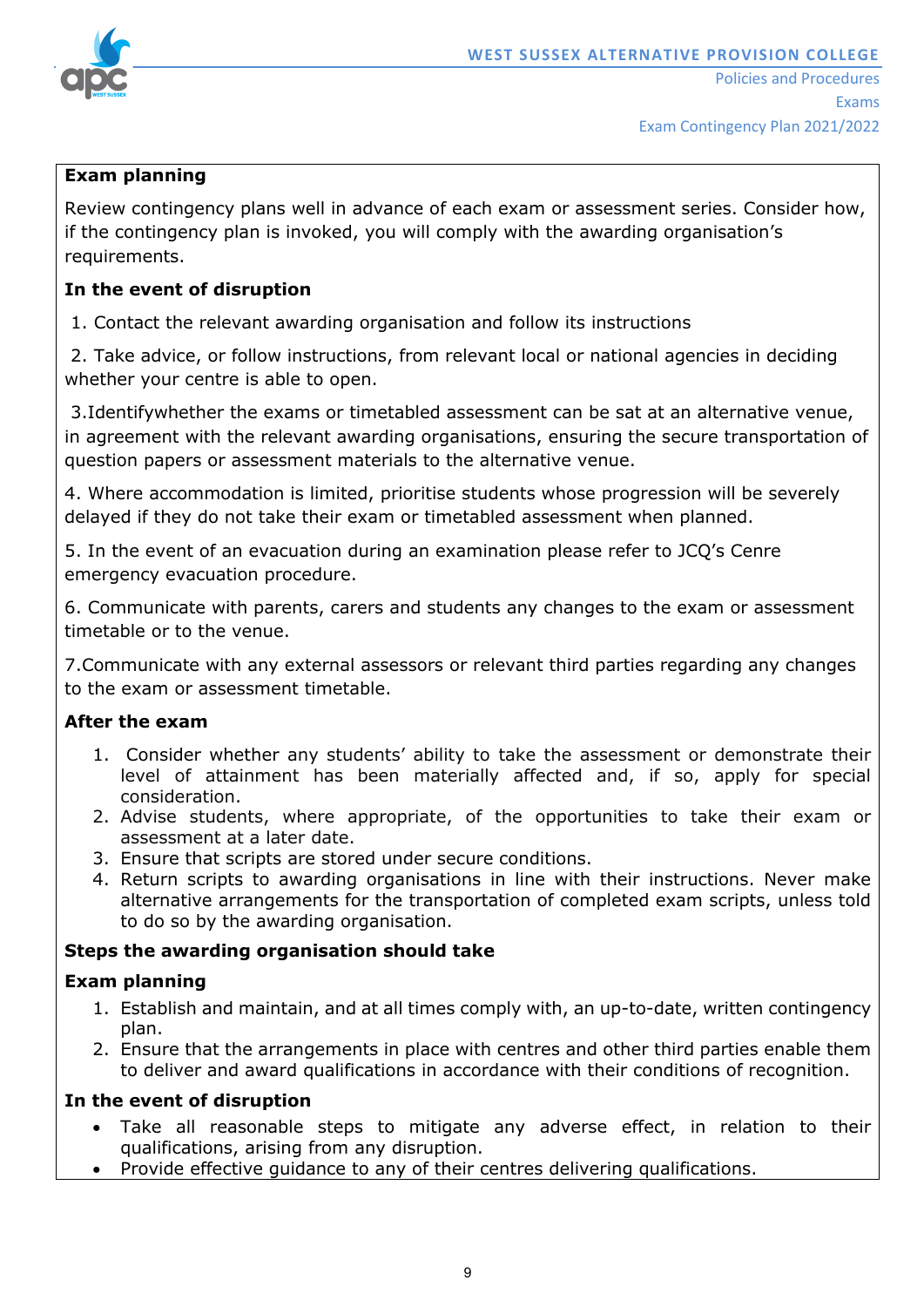**Exam planning**

Review contingency plans well in advance of each exam or assessment series. Consider how, if the contingency plan is invoked, you will comply with the awarding organisation's requirements.

**In the event of disruption**

1. Contact the relevant awarding organisation and follow its instructions

2. Take advice, or follow instructions, from relevant local or national agencies in deciding whether your centre is able to open.

3. Identifywhether the exams or timetabled assessment can be sat at an alternative venue, in agreement with the relevant awarding organisations, ensuring the secure transportation of question papers or assessment materials to the alternative venue.

4. Where accommodation is limited, prioritise students whose progression will be severely delayed if they do not take their exam or timetabled assessment when planned.

5. In the event of an evacuation during an examination please refer to JCQ's Cenre emergency evacuation procedure.

6. Communicate with parents, carers and students any changes to the exam or assessment timetable or to the venue.

7. Communicate with any external assessors or relevant third parties regarding any changes to the exam or assessment timetable.

**After the exam**

1. Consider whether any students' ability to take the assessment or demonstrate their level of attainment has been materially affected and, if so, apply for special consideration.
2. Advise students, where appropriate, of the opportunities to take their exam or assessment at a later date.
3. Ensure that scripts are stored under secure conditions.
4. Return scripts to awarding organisations in line with their instructions. Never make alternative arrangements for the transportation of completed exam scripts, unless told to do so by the awarding organisation.

**Steps the awarding organisation should take**

**Exam planning**

1. Establish and maintain, and at all times comply with, an up-to-date, written contingency plan.
2. Ensure that the arrangements in place with centres and other third parties enable them to deliver and award qualifications in accordance with their conditions of recognition.

**In the event of disruption**

- Take all reasonable steps to mitigate any adverse effect, in relation to their qualifications, arising from any disruption.
- Provide effective guidance to any of their centres delivering qualifications.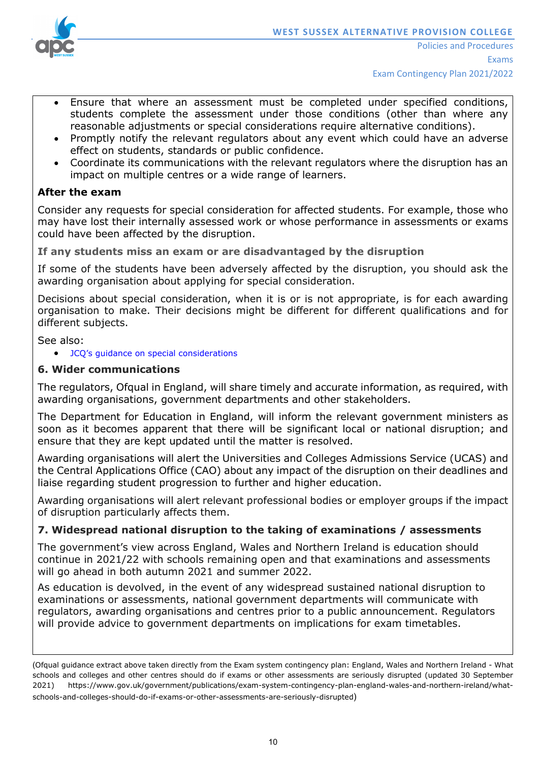- Ensure that where an assessment must be completed under specified conditions, students complete the assessment under those conditions (other than where any reasonable adjustments or special considerations require alternative conditions).
- Promptly notify the relevant regulators about any event which could have an adverse effect on students, standards or public confidence.
- Coordinate its communications with the relevant regulators where the disruption has an impact on multiple centres or a wide range of learners.

**After the exam**

Consider any requests for special consideration for affected students. For example, those who may have lost their internally assessed work or whose performance in assessments or exams could have been affected by the disruption.

**If any students miss an exam or are disadvantaged by the disruption**

If some of the students have been adversely affected by the disruption, you should ask the awarding organisation about applying for special consideration.

Decisions about special consideration, when it is or is not appropriate, is for each awarding organisation to make. Their decisions might be different for different qualifications and for different subjects.

See also:

- JCQ's guidance on special considerations

### 6. Wider communications

The regulators, Ofqual in England, will share timely and accurate information, as required, with awarding organisations, government departments and other stakeholders.

The Department for Education in England, will inform the relevant government ministers as soon as it becomes apparent that there will be significant local or national disruption; and ensure that they are kept updated until the matter is resolved.

Awarding organisations will alert the Universities and Colleges Admissions Service (UCAS) and the Central Applications Office (CAO) about any impact of the disruption on their deadlines and liaise regarding student progression to further and higher education.

Awarding organisations will alert relevant professional bodies or employer groups if the impact of disruption particularly affects them.

### 7. Widespread national disruption to the taking of examinations / assessments

The government's view across England, Wales and Northern Ireland is education should continue in 2021/22 with schools remaining open and that examinations and assessments will go ahead in both autumn 2021 and summer 2022.

As education is devolved, in the event of any widespread sustained national disruption to examinations or assessments, national government departments will communicate with regulators, awarding organisations and centres prior to a public announcement. Regulators will provide advice to government departments on implications for exam timetables.

(Ofqual guidance extract above taken directly from the Exam system contingency plan: England, Wales and Northern Ireland - What schools and colleges and other centres should do if exams or other assessments are seriously disrupted (updated 30 September 2021) https://www.gov.uk/government/publications/exam-system-contingency-plan-england-wales-and-northern-ireland/what-schools-and-colleges-should-do-if-exams-or-other-assessments-are-seriously-disrupted)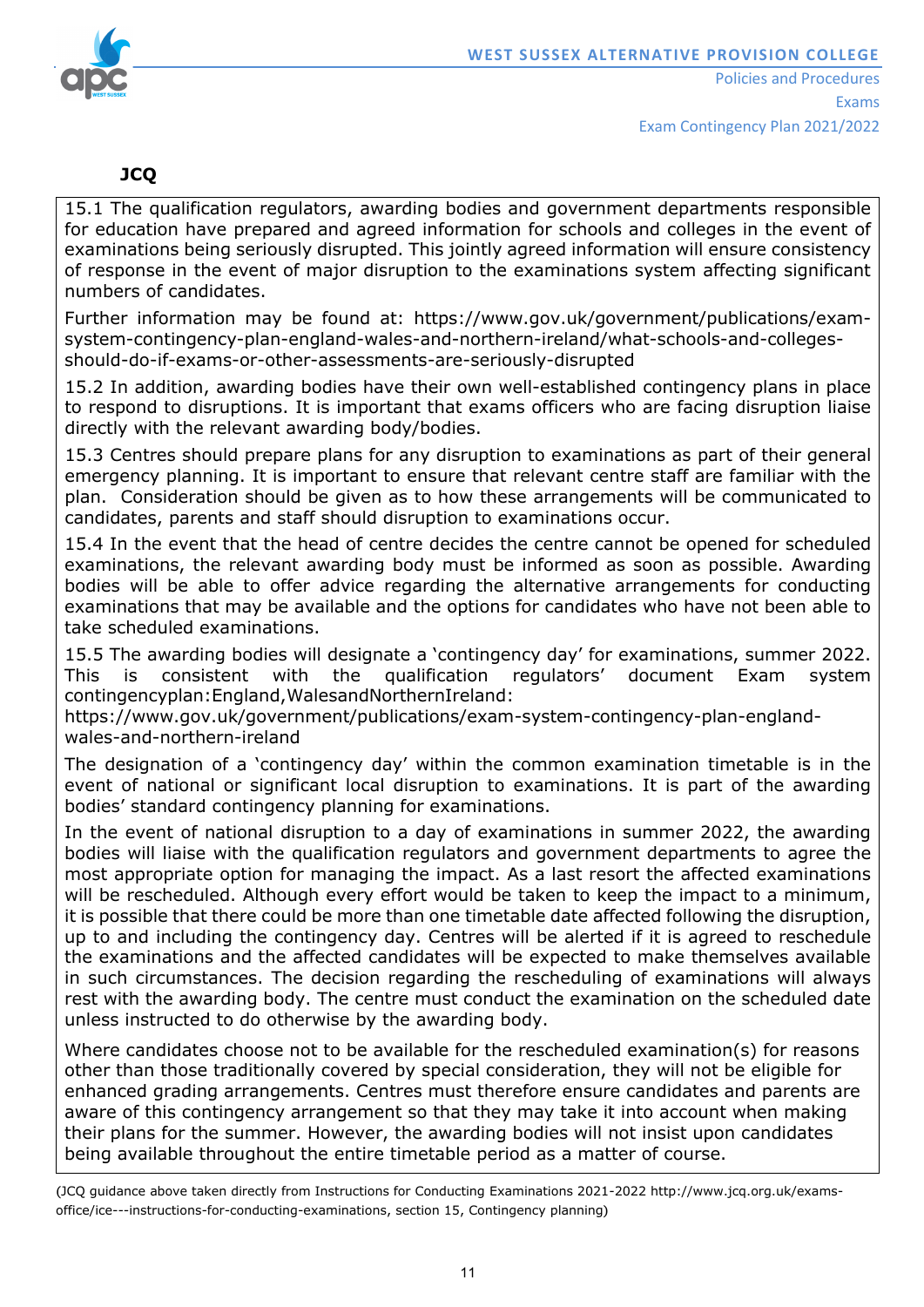**JCQ**

15.1 The qualification regulators, awarding bodies and government departments responsible for education have prepared and agreed information for schools and colleges in the event of examinations being seriously disrupted. This jointly agreed information will ensure consistency of response in the event of major disruption to the examinations system affecting significant numbers of candidates.

Further information may be found at: https://www.gov.uk/government/publications/exam-system-contingency-plan-england-wales-and-northern-ireland/what-schools-and-colleges-should-do-if-exams-or-other-assessments-are-seriously-disrupted

15.2 In addition, awarding bodies have their own well-established contingency plans in place to respond to disruptions. It is important that exams officers who are facing disruption liaise directly with the relevant awarding body/bodies.

15.3 Centres should prepare plans for any disruption to examinations as part of their general emergency planning. It is important to ensure that relevant centre staff are familiar with the plan. Consideration should be given as to how these arrangements will be communicated to candidates, parents and staff should disruption to examinations occur.

15.4 In the event that the head of centre decides the centre cannot be opened for scheduled examinations, the relevant awarding body must be informed as soon as possible. Awarding bodies will be able to offer advice regarding the alternative arrangements for conducting examinations that may be available and the options for candidates who have not been able to take scheduled examinations.

15.5 The awarding bodies will designate a 'contingency day' for examinations, summer 2022. This is consistent with the qualification regulators' document Exam system contingencyplan:England,WalesandNorthernIreland:
https://www.gov.uk/government/publications/exam-system-contingency-plan-england-wales-and-northern-ireland

The designation of a 'contingency day' within the common examination timetable is in the event of national or significant local disruption to examinations. It is part of the awarding bodies' standard contingency planning for examinations.

In the event of national disruption to a day of examinations in summer 2022, the awarding bodies will liaise with the qualification regulators and government departments to agree the most appropriate option for managing the impact. As a last resort the affected examinations will be rescheduled. Although every effort would be taken to keep the impact to a minimum, it is possible that there could be more than one timetable date affected following the disruption, up to and including the contingency day. Centres will be alerted if it is agreed to reschedule the examinations and the affected candidates will be expected to make themselves available in such circumstances. The decision regarding the rescheduling of examinations will always rest with the awarding body. The centre must conduct the examination on the scheduled date unless instructed to do otherwise by the awarding body.

Where candidates choose not to be available for the rescheduled examination(s) for reasons other than those traditionally covered by special consideration, they will not be eligible for enhanced grading arrangements. Centres must therefore ensure candidates and parents are aware of this contingency arrangement so that they may take it into account when making their plans for the summer. However, the awarding bodies will not insist upon candidates being available throughout the entire timetable period as a matter of course.

(JCQ guidance above taken directly from Instructions for Conducting Examinations 2021-2022 http://www.jcq.org.uk/exams-office/ice---instructions-for-conducting-examinations, section 15, Contingency planning)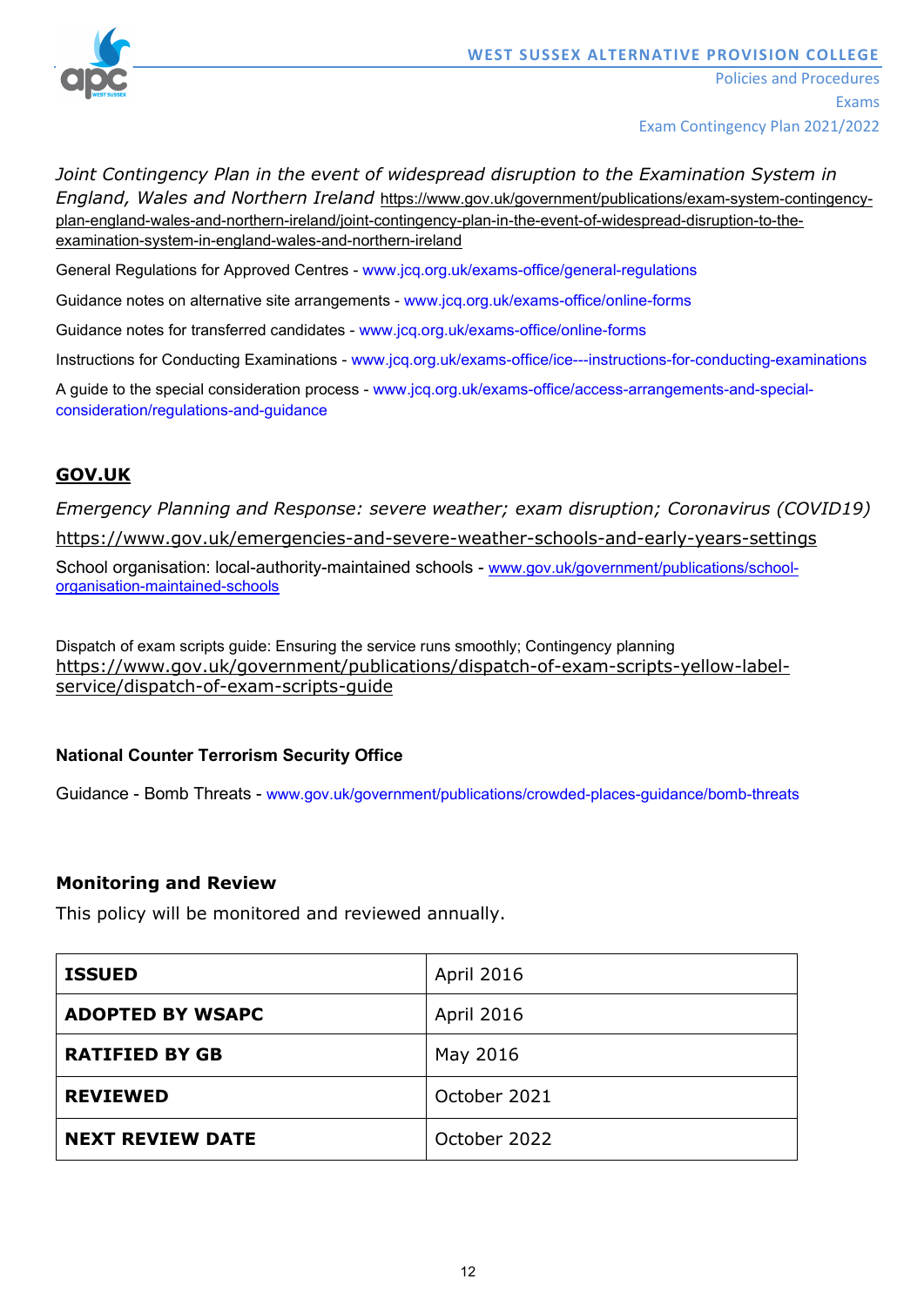*Joint Contingency Plan in the event of widespread disruption to the Examination System in England, Wales and Northern Ireland* https://www.gov.uk/government/publications/exam-system-contingency-plan-england-wales-and-northern-ireland/joint-contingency-plan-in-the-event-of-widespread-disruption-to-the-examination-system-in-england-wales-and-northern-ireland

General Regulations for Approved Centres - www.jcq.org.uk/exams-office/general-regulations

Guidance notes on alternative site arrangements - www.jcq.org.uk/exams-office/online-forms

Guidance notes for transferred candidates - www.jcq.org.uk/exams-office/online-forms

Instructions for Conducting Examinations - www.jcq.org.uk/exams-office/ice---instructions-for-conducting-examinations

A guide to the special consideration process - www.jcq.org.uk/exams-office/access-arrangements-and-special-consideration/regulations-and-guidance

## GOV.UK

*Emergency Planning and Response: severe weather; exam disruption; Coronavirus (COVID19)*
https://www.gov.uk/emergencies-and-severe-weather-schools-and-early-years-settings

School organisation: local-authority-maintained schools - www.gov.uk/government/publications/school-organisation-maintained-schools

Dispatch of exam scripts guide: Ensuring the service runs smoothly; Contingency planning
https://www.gov.uk/government/publications/dispatch-of-exam-scripts-yellow-label-service/dispatch-of-exam-scripts-guide

### National Counter Terrorism Security Office

Guidance - Bomb Threats - www.gov.uk/government/publications/crowded-places-guidance/bomb-threats

### Monitoring and Review

This policy will be monitored and reviewed annually.

| | |
|---|---|
| **ISSUED** | April 2016 |
| **ADOPTED BY WSAPC** | April 2016 |
| **RATIFIED BY GB** | May 2016 |
| **REVIEWED** | October 2021 |
| **NEXT REVIEW DATE** | October 2022 |